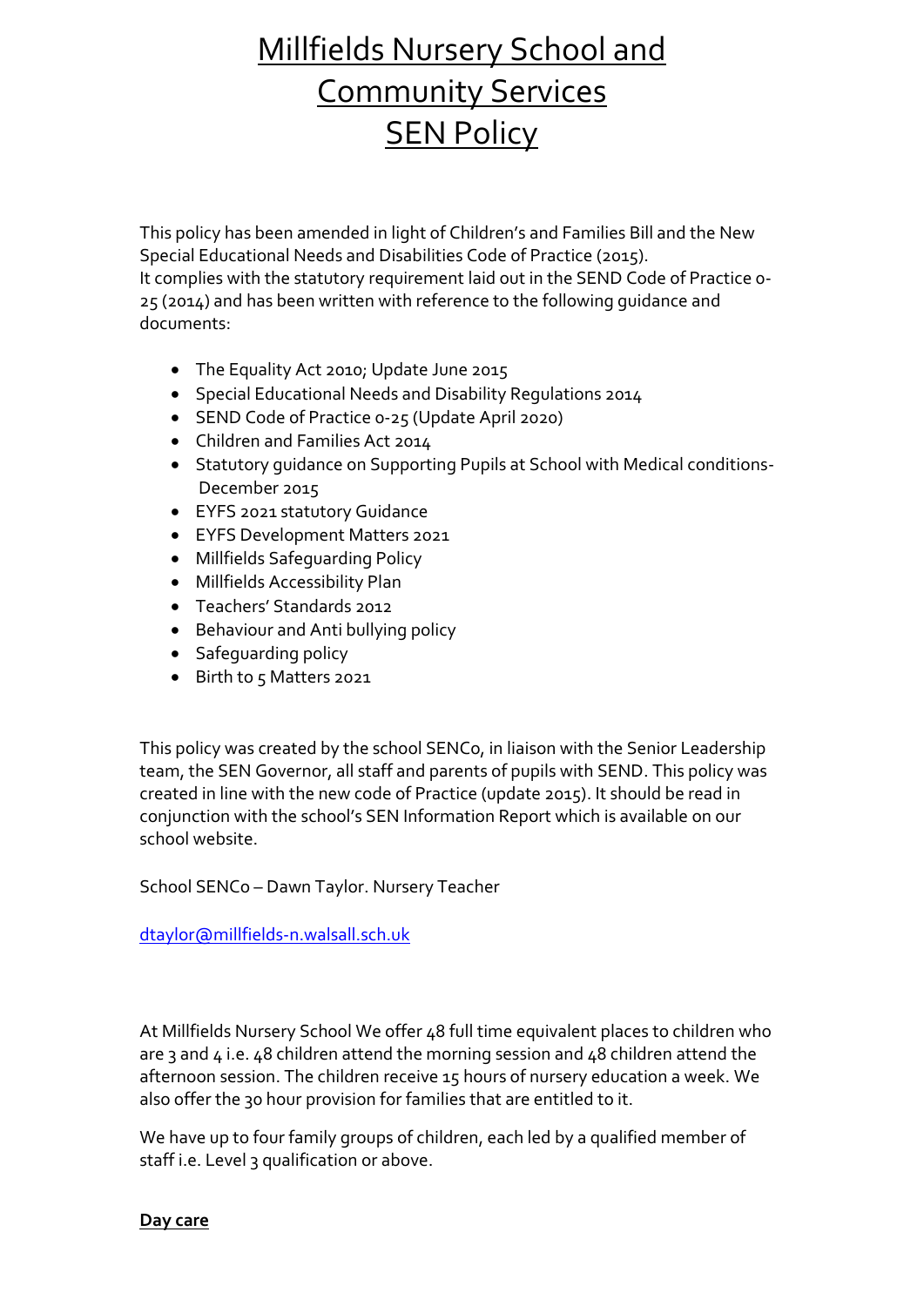# Millfields Nursery School and Community Services SEN Policy

This policy has been amended in light of Children's and Families Bill and the New Special Educational Needs and Disabilities Code of Practice (2015).
It complies with the statutory requirement laid out in the SEND Code of Practice 0-25 (2014) and has been written with reference to the following guidance and documents:

- The Equality Act 2010; Update June 2015
- Special Educational Needs and Disability Regulations 2014
- SEND Code of Practice 0-25 (Update April 2020)
- Children and Families Act 2014
- Statutory guidance on Supporting Pupils at School with Medical conditions- December 2015
- EYFS 2021 statutory Guidance
- EYFS Development Matters 2021
- Millfields Safeguarding Policy
- Millfields Accessibility Plan
- Teachers' Standards 2012
- Behaviour and Anti bullying policy
- Safeguarding policy
- Birth to 5 Matters 2021

This policy was created by the school SENCo, in liaison with the Senior Leadership team, the SEN Governor, all staff and parents of pupils with SEND. This policy was created in line with the new code of Practice (update 2015). It should be read in conjunction with the school's SEN Information Report which is available on our school website.

School SENCo – Dawn Taylor. Nursery Teacher

dtaylor@millfields-n.walsall.sch.uk

At Millfields Nursery School We offer 48 full time equivalent places to children who are 3 and 4 i.e. 48 children attend the morning session and 48 children attend the afternoon session. The children receive 15 hours of nursery education a week. We also offer the 30 hour provision for families that are entitled to it.

We have up to four family groups of children, each led by a qualified member of staff i.e. Level 3 qualification or above.

**Day care**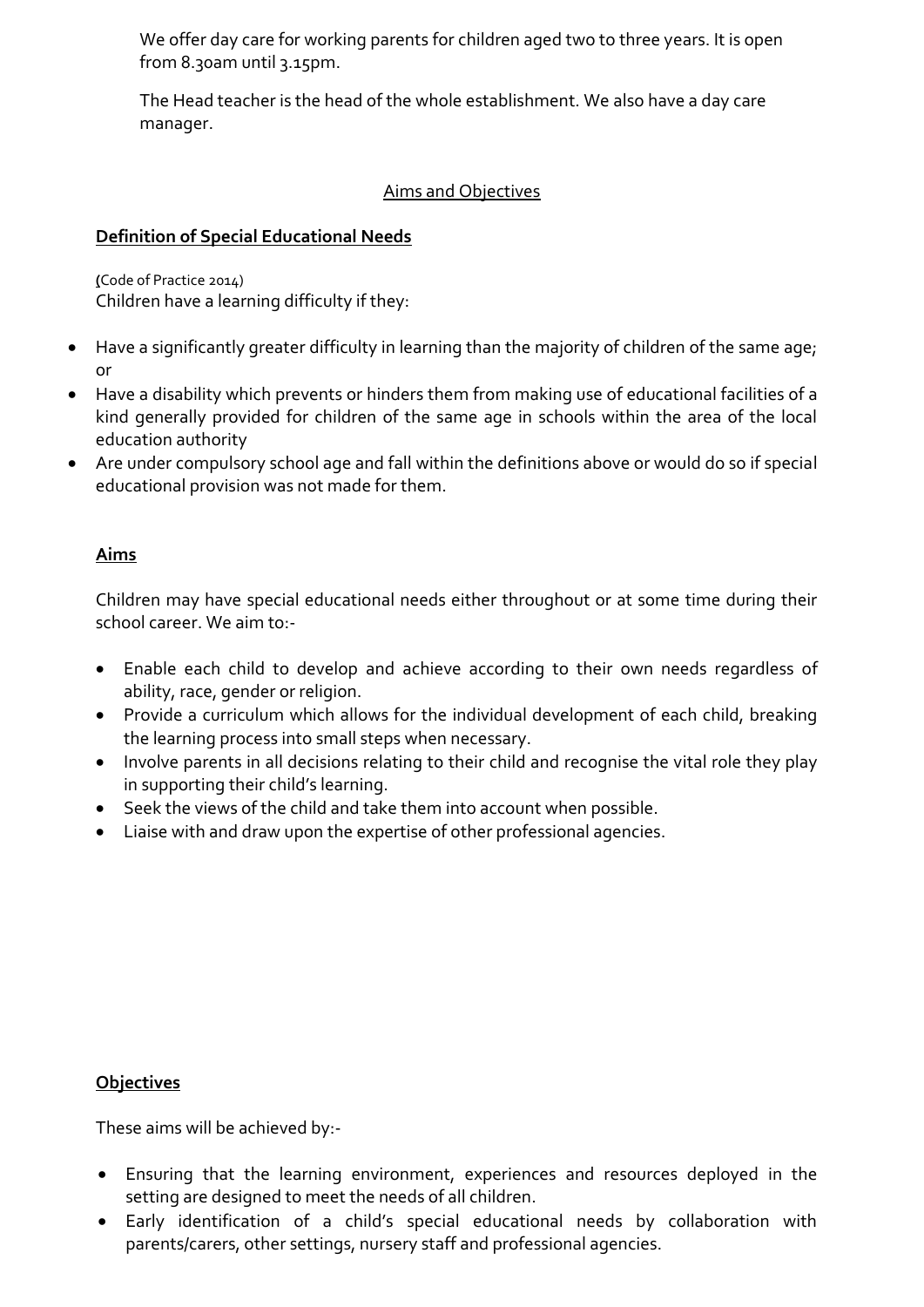We offer day care for working parents for children aged two to three years. It is open from 8.30am until 3.15pm.

The Head teacher is the head of the whole establishment. We also have a day care manager.

## Aims and Objectives

### **Definition of Special Educational Needs**

(Code of Practice 2014)
Children have a learning difficulty if they:

- Have a significantly greater difficulty in learning than the majority of children of the same age; or
- Have a disability which prevents or hinders them from making use of educational facilities of a kind generally provided for children of the same age in schools within the area of the local education authority
- Are under compulsory school age and fall within the definitions above or would do so if special educational provision was not made for them.

### **Aims**

Children may have special educational needs either throughout or at some time during their school career. We aim to:-

- Enable each child to develop and achieve according to their own needs regardless of ability, race, gender or religion.
- Provide a curriculum which allows for the individual development of each child, breaking the learning process into small steps when necessary.
- Involve parents in all decisions relating to their child and recognise the vital role they play in supporting their child's learning.
- Seek the views of the child and take them into account when possible.
- Liaise with and draw upon the expertise of other professional agencies.

### **Objectives**

These aims will be achieved by:-

- Ensuring that the learning environment, experiences and resources deployed in the setting are designed to meet the needs of all children.
- Early identification of a child's special educational needs by collaboration with parents/carers, other settings, nursery staff and professional agencies.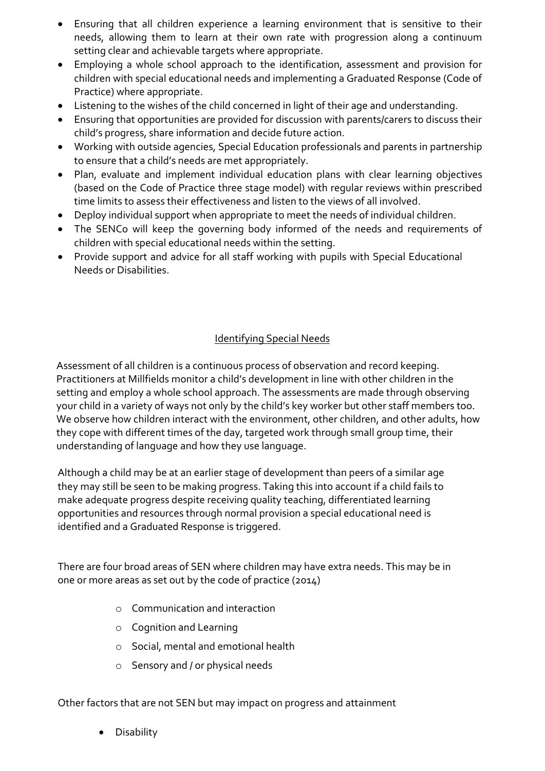- Ensuring that all children experience a learning environment that is sensitive to their needs, allowing them to learn at their own rate with progression along a continuum setting clear and achievable targets where appropriate.
- Employing a whole school approach to the identification, assessment and provision for children with special educational needs and implementing a Graduated Response (Code of Practice) where appropriate.
- Listening to the wishes of the child concerned in light of their age and understanding.
- Ensuring that opportunities are provided for discussion with parents/carers to discuss their child's progress, share information and decide future action.
- Working with outside agencies, Special Education professionals and parents in partnership to ensure that a child's needs are met appropriately.
- Plan, evaluate and implement individual education plans with clear learning objectives (based on the Code of Practice three stage model) with regular reviews within prescribed time limits to assess their effectiveness and listen to the views of all involved.
- Deploy individual support when appropriate to meet the needs of individual children.
- The SENCo will keep the governing body informed of the needs and requirements of children with special educational needs within the setting.
- Provide support and advice for all staff working with pupils with Special Educational Needs or Disabilities.

## Identifying Special Needs

Assessment of all children is a continuous process of observation and record keeping. Practitioners at Millfields monitor a child's development in line with other children in the setting and employ a whole school approach. The assessments are made through observing your child in a variety of ways not only by the child's key worker but other staff members too. We observe how children interact with the environment, other children, and other adults, how they cope with different times of the day, targeted work through small group time, their understanding of language and how they use language.

Although a child may be at an earlier stage of development than peers of a similar age they may still be seen to be making progress. Taking this into account if a child fails to make adequate progress despite receiving quality teaching, differentiated learning opportunities and resources through normal provision a special educational need is identified and a Graduated Response is triggered.

There are four broad areas of SEN where children may have extra needs. This may be in one or more areas as set out by the code of practice (2014)

- Communication and interaction
- Cognition and Learning
- Social, mental and emotional health
- Sensory and / or physical needs

Other factors that are not SEN but may impact on progress and attainment

- Disability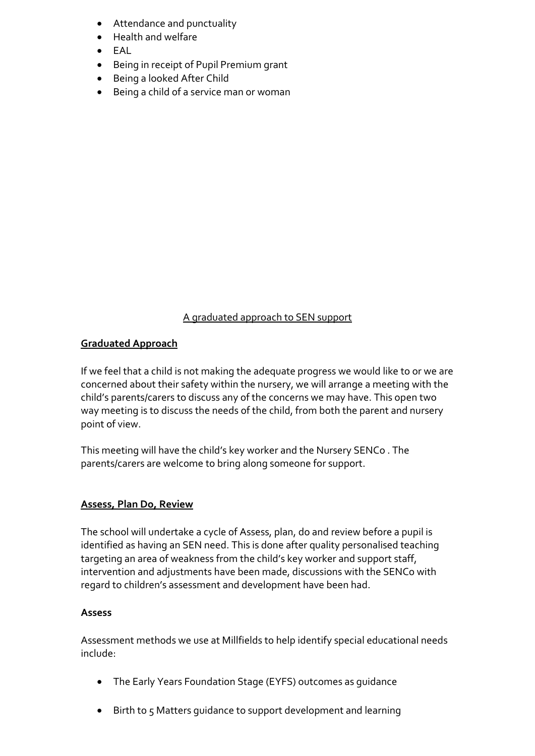- Attendance and punctuality
- Health and welfare
- EAL
- Being in receipt of Pupil Premium grant
- Being a looked After Child
- Being a child of a service man or woman

<u>A graduated approach to SEN support</u>

## Graduated Approach

If we feel that a child is not making the adequate progress we would like to or we are concerned about their safety within the nursery, we will arrange a meeting with the child's parents/carers to discuss any of the concerns we may have. This open two way meeting is to discuss the needs of the child, from both the parent and nursery point of view.

This meeting will have the child's key worker and the Nursery SENCo . The parents/carers are welcome to bring along someone for support.

## Assess, Plan Do, Review

The school will undertake a cycle of Assess, plan, do and review before a pupil is identified as having an SEN need. This is done after quality personalised teaching targeting an area of weakness from the child's key worker and support staff, intervention and adjustments have been made, discussions with the SENCo with regard to children's assessment and development have been had.

**Assess**

Assessment methods we use at Millfields to help identify special educational needs include:

- The Early Years Foundation Stage (EYFS) outcomes as guidance
- Birth to 5 Matters guidance to support development and learning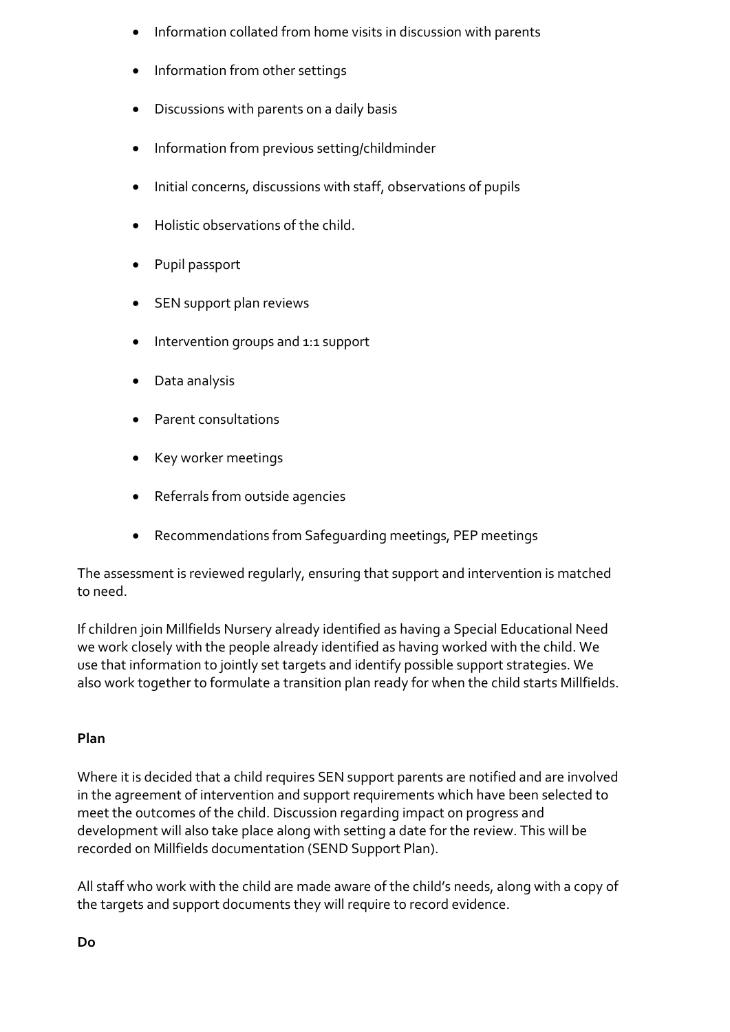- Information collated from home visits in discussion with parents
- Information from other settings
- Discussions with parents on a daily basis
- Information from previous setting/childminder
- Initial concerns, discussions with staff, observations of pupils
- Holistic observations of the child.
- Pupil passport
- SEN support plan reviews
- Intervention groups and 1:1 support
- Data analysis
- Parent consultations
- Key worker meetings
- Referrals from outside agencies
- Recommendations from Safeguarding meetings, PEP meetings

The assessment is reviewed regularly, ensuring that support and intervention is matched to need.

If children join Millfields Nursery already identified as having a Special Educational Need we work closely with the people already identified as having worked with the child. We use that information to jointly set targets and identify possible support strategies. We also work together to formulate a transition plan ready for when the child starts Millfields.

**Plan**

Where it is decided that a child requires SEN support parents are notified and are involved in the agreement of intervention and support requirements which have been selected to meet the outcomes of the child. Discussion regarding impact on progress and development will also take place along with setting a date for the review. This will be recorded on Millfields documentation (SEND Support Plan).

All staff who work with the child are made aware of the child's needs, along with a copy of the targets and support documents they will require to record evidence.

**Do**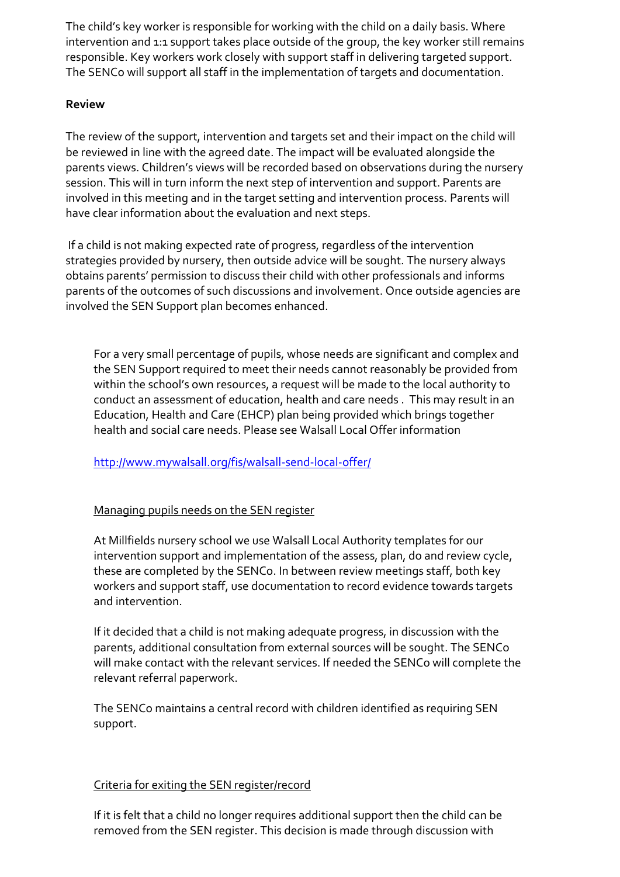The child's key worker is responsible for working with the child on a daily basis. Where intervention and 1:1 support takes place outside of the group, the key worker still remains responsible. Key workers work closely with support staff in delivering targeted support. The SENCo will support all staff in the implementation of targets and documentation.

**Review**

The review of the support, intervention and targets set and their impact on the child will be reviewed in line with the agreed date. The impact will be evaluated alongside the parents views. Children's views will be recorded based on observations during the nursery session. This will in turn inform the next step of intervention and support. Parents are involved in this meeting and in the target setting and intervention process. Parents will have clear information about the evaluation and next steps.

If a child is not making expected rate of progress, regardless of the intervention strategies provided by nursery, then outside advice will be sought. The nursery always obtains parents' permission to discuss their child with other professionals and informs parents of the outcomes of such discussions and involvement. Once outside agencies are involved the SEN Support plan becomes enhanced.

For a very small percentage of pupils, whose needs are significant and complex and the SEN Support required to meet their needs cannot reasonably be provided from within the school's own resources, a request will be made to the local authority to conduct an assessment of education, health and care needs . This may result in an Education, Health and Care (EHCP) plan being provided which brings together health and social care needs. Please see Walsall Local Offer information

[http://www.mywalsall.org/fis/walsall-send-local-offer/](http://www.mywalsall.org/fis/walsall-send-local-offer/)

Managing pupils needs on the SEN register

At Millfields nursery school we use Walsall Local Authority templates for our intervention support and implementation of the assess, plan, do and review cycle, these are completed by the SENCo. In between review meetings staff, both key workers and support staff, use documentation to record evidence towards targets and intervention.

If it decided that a child is not making adequate progress, in discussion with the parents, additional consultation from external sources will be sought. The SENCo will make contact with the relevant services. If needed the SENCo will complete the relevant referral paperwork.

The SENCo maintains a central record with children identified as requiring SEN support.

Criteria for exiting the SEN register/record

If it is felt that a child no longer requires additional support then the child can be removed from the SEN register. This decision is made through discussion with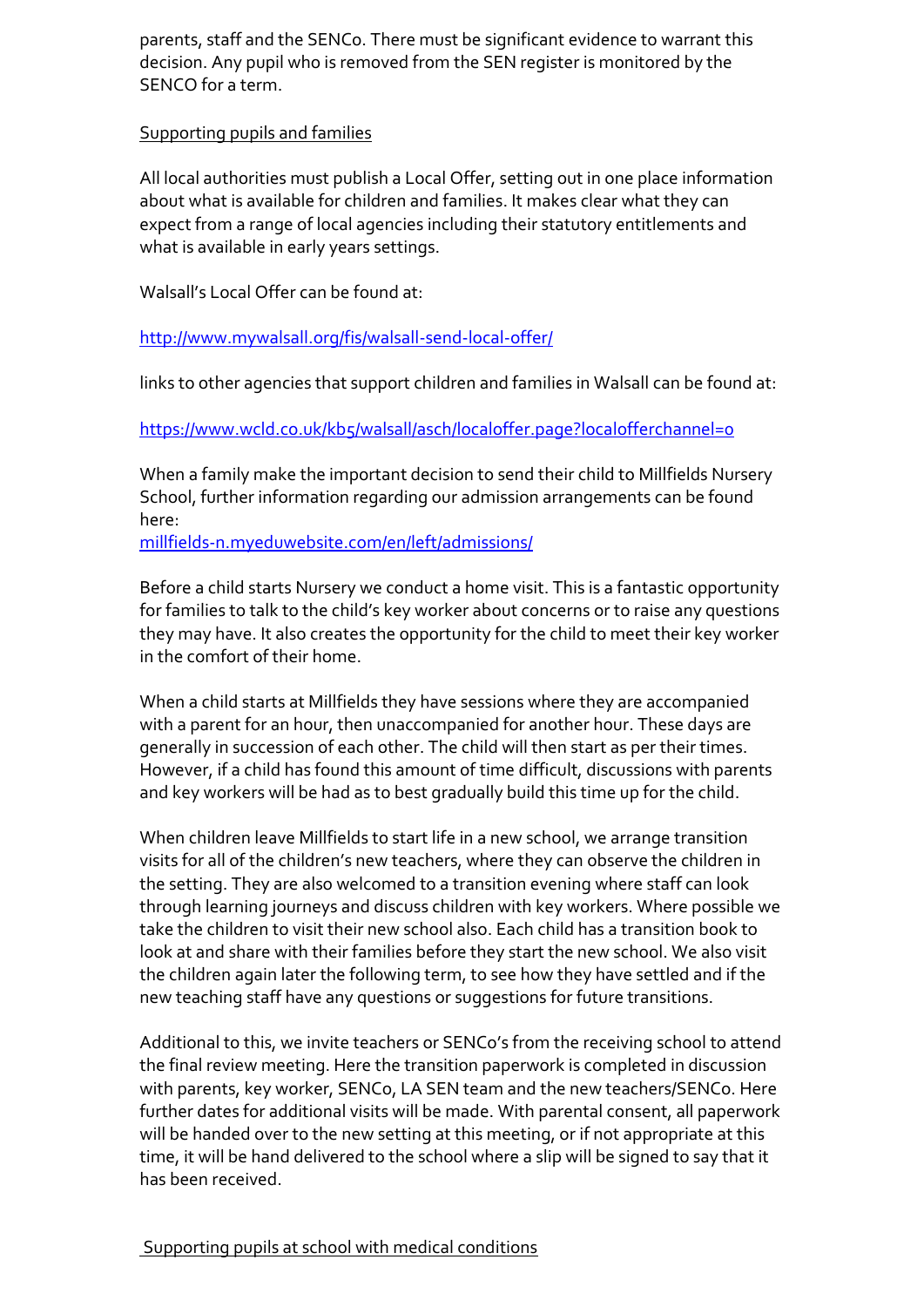parents, staff and the SENCo. There must be significant evidence to warrant this decision. Any pupil who is removed from the SEN register is monitored by the SENCO for a term.

## Supporting pupils and families

All local authorities must publish a Local Offer, setting out in one place information about what is available for children and families. It makes clear what they can expect from a range of local agencies including their statutory entitlements and what is available in early years settings.

Walsall's Local Offer can be found at:

[http://www.mywalsall.org/fis/walsall-send-local-offer/](http://www.mywalsall.org/fis/walsall-send-local-offer/)

links to other agencies that support children and families in Walsall can be found at:

[https://www.wcld.co.uk/kb5/walsall/asch/localoffer.page?localofferchannel=0](https://www.wcld.co.uk/kb5/walsall/asch/localoffer.page?localofferchannel=0)

When a family make the important decision to send their child to Millfields Nursery School, further information regarding our admission arrangements can be found here:
[millfields-n.myeduwebsite.com/en/left/admissions/](millfields-n.myeduwebsite.com/en/left/admissions/)

Before a child starts Nursery we conduct a home visit. This is a fantastic opportunity for families to talk to the child's key worker about concerns or to raise any questions they may have. It also creates the opportunity for the child to meet their key worker in the comfort of their home.

When a child starts at Millfields they have sessions where they are accompanied with a parent for an hour, then unaccompanied for another hour. These days are generally in succession of each other. The child will then start as per their times. However, if a child has found this amount of time difficult, discussions with parents and key workers will be had as to best gradually build this time up for the child.

When children leave Millfields to start life in a new school, we arrange transition visits for all of the children's new teachers, where they can observe the children in the setting. They are also welcomed to a transition evening where staff can look through learning journeys and discuss children with key workers. Where possible we take the children to visit their new school also. Each child has a transition book to look at and share with their families before they start the new school. We also visit the children again later the following term, to see how they have settled and if the new teaching staff have any questions or suggestions for future transitions.

Additional to this, we invite teachers or SENCo's from the receiving school to attend the final review meeting. Here the transition paperwork is completed in discussion with parents, key worker, SENCo, LA SEN team and the new teachers/SENCo. Here further dates for additional visits will be made. With parental consent, all paperwork will be handed over to the new setting at this meeting, or if not appropriate at this time, it will be hand delivered to the school where a slip will be signed to say that it has been received.

## Supporting pupils at school with medical conditions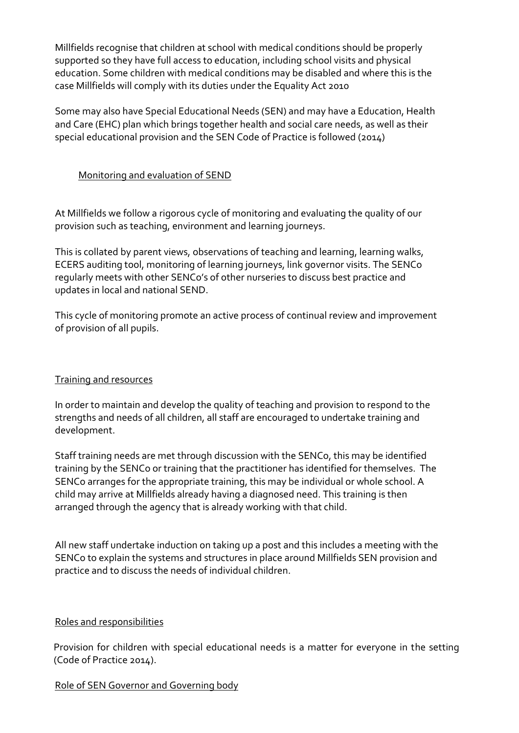Millfields recognise that children at school with medical conditions should be properly supported so they have full access to education, including school visits and physical education. Some children with medical conditions may be disabled and where this is the case Millfields will comply with its duties under the Equality Act 2010

Some may also have Special Educational Needs (SEN) and may have a Education, Health and Care (EHC) plan which brings together health and social care needs, as well as their special educational provision and the SEN Code of Practice is followed (2014)

## Monitoring and evaluation of SEND

At Millfields we follow a rigorous cycle of monitoring and evaluating the quality of our provision such as teaching, environment and learning journeys.

This is collated by parent views, observations of teaching and learning, learning walks, ECERS auditing tool, monitoring of learning journeys, link governor visits. The SENCo regularly meets with other SENCo's of other nurseries to discuss best practice and updates in local and national SEND.

This cycle of monitoring promote an active process of continual review and improvement of provision of all pupils.

## Training and resources

In order to maintain and develop the quality of teaching and provision to respond to the strengths and needs of all children, all staff are encouraged to undertake training and development.

Staff training needs are met through discussion with the SENCo, this may be identified training by the SENCo or training that the practitioner has identified for themselves. The SENCo arranges for the appropriate training, this may be individual or whole school. A child may arrive at Millfields already having a diagnosed need. This training is then arranged through the agency that is already working with that child.

All new staff undertake induction on taking up a post and this includes a meeting with the SENCo to explain the systems and structures in place around Millfields SEN provision and practice and to discuss the needs of individual children.

## Roles and responsibilities

Provision for children with special educational needs is a matter for everyone in the setting (Code of Practice 2014).

### Role of SEN Governor and Governing body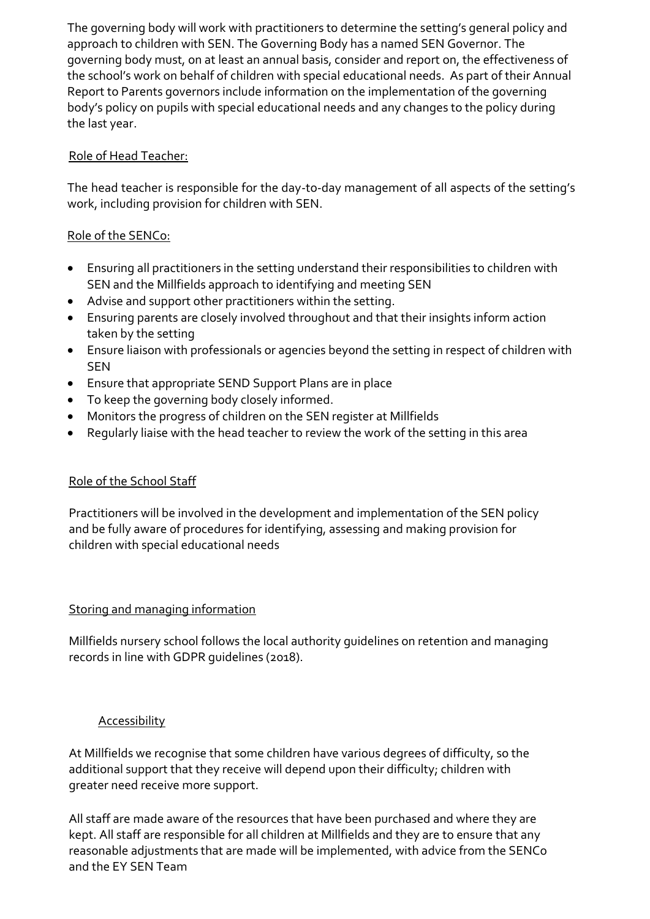The governing body will work with practitioners to determine the setting's general policy and approach to children with SEN. The Governing Body has a named SEN Governor. The governing body must, on at least an annual basis, consider and report on, the effectiveness of the school's work on behalf of children with special educational needs. As part of their Annual Report to Parents governors include information on the implementation of the governing body's policy on pupils with special educational needs and any changes to the policy during the last year.

<u>Role of Head Teacher:</u>

The head teacher is responsible for the day-to-day management of all aspects of the setting's work, including provision for children with SEN.

<u>Role of the SENCo:</u>

- Ensuring all practitioners in the setting understand their responsibilities to children with SEN and the Millfields approach to identifying and meeting SEN
- Advise and support other practitioners within the setting.
- Ensuring parents are closely involved throughout and that their insights inform action taken by the setting
- Ensure liaison with professionals or agencies beyond the setting in respect of children with SEN
- Ensure that appropriate SEND Support Plans are in place
- To keep the governing body closely informed.
- Monitors the progress of children on the SEN register at Millfields
- Regularly liaise with the head teacher to review the work of the setting in this area

<u>Role of the School Staff</u>

Practitioners will be involved in the development and implementation of the SEN policy and be fully aware of procedures for identifying, assessing and making provision for children with special educational needs

<u>Storing and managing information</u>

Millfields nursery school follows the local authority guidelines on retention and managing records in line with GDPR guidelines (2018).

<u>Accessibility</u>

At Millfields we recognise that some children have various degrees of difficulty, so the additional support that they receive will depend upon their difficulty; children with greater need receive more support.

All staff are made aware of the resources that have been purchased and where they are kept. All staff are responsible for all children at Millfields and they are to ensure that any reasonable adjustments that are made will be implemented, with advice from the SENCo and the EY SEN Team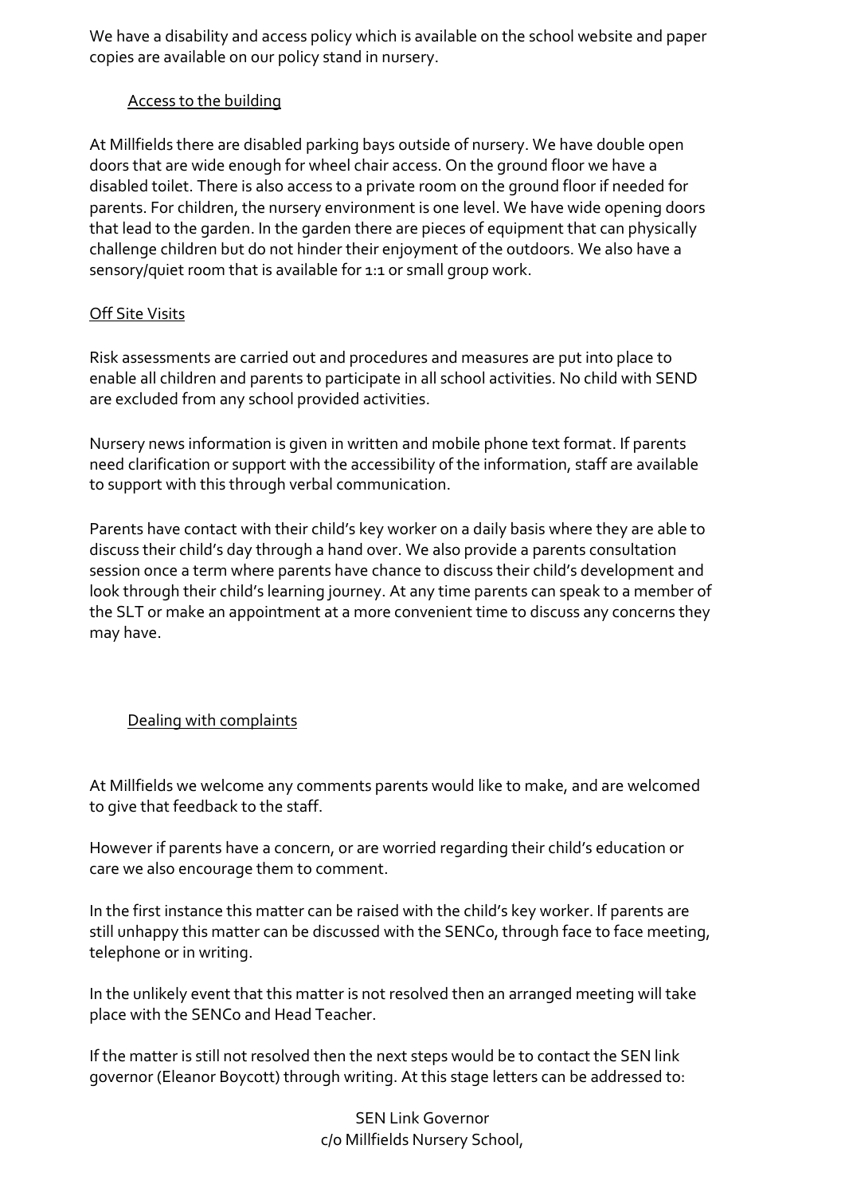We have a disability and access policy which is available on the school website and paper copies are available on our policy stand in nursery.

## Access to the building

At Millfields there are disabled parking bays outside of nursery. We have double open doors that are wide enough for wheel chair access. On the ground floor we have a disabled toilet. There is also access to a private room on the ground floor if needed for parents. For children, the nursery environment is one level. We have wide opening doors that lead to the garden. In the garden there are pieces of equipment that can physically challenge children but do not hinder their enjoyment of the outdoors. We also have a sensory/quiet room that is available for 1:1 or small group work.

## Off Site Visits

Risk assessments are carried out and procedures and measures are put into place to enable all children and parents to participate in all school activities. No child with SEND are excluded from any school provided activities.

Nursery news information is given in written and mobile phone text format. If parents need clarification or support with the accessibility of the information, staff are available to support with this through verbal communication.

Parents have contact with their child's key worker on a daily basis where they are able to discuss their child's day through a hand over. We also provide a parents consultation session once a term where parents have chance to discuss their child's development and look through their child's learning journey. At any time parents can speak to a member of the SLT or make an appointment at a more convenient time to discuss any concerns they may have.

## Dealing with complaints

At Millfields we welcome any comments parents would like to make, and are welcomed to give that feedback to the staff.

However if parents have a concern, or are worried regarding their child's education or care we also encourage them to comment.

In the first instance this matter can be raised with the child's key worker. If parents are still unhappy this matter can be discussed with the SENCo, through face to face meeting, telephone or in writing.

In the unlikely event that this matter is not resolved then an arranged meeting will take place with the SENCo and Head Teacher.

If the matter is still not resolved then the next steps would be to contact the SEN link governor (Eleanor Boycott) through writing. At this stage letters can be addressed to:

SEN Link Governor
c/o Millfields Nursery School,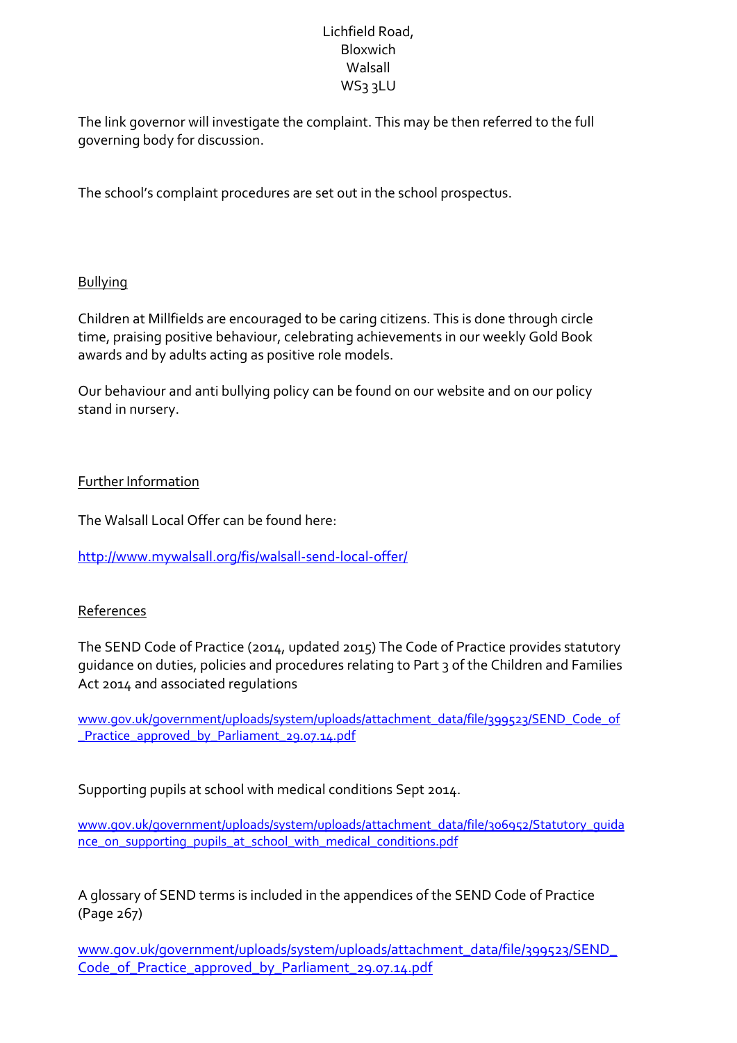Lichfield Road,
Bloxwich
Walsall
WS3 3LU

The link governor will investigate the complaint. This may be then referred to the full governing body for discussion.

The school's complaint procedures are set out in the school prospectus.

## Bullying

Children at Millfields are encouraged to be caring citizens. This is done through circle time, praising positive behaviour, celebrating achievements in our weekly Gold Book awards and by adults acting as positive role models.

Our behaviour and anti bullying policy can be found on our website and on our policy stand in nursery.

## Further Information

The Walsall Local Offer can be found here:

http://www.mywalsall.org/fis/walsall-send-local-offer/

## References

The SEND Code of Practice (2014, updated 2015) The Code of Practice provides statutory guidance on duties, policies and procedures relating to Part 3 of the Children and Families Act 2014 and associated regulations

www.gov.uk/government/uploads/system/uploads/attachment_data/file/399523/SEND_Code_of_Practice_approved_by_Parliament_29.07.14.pdf

Supporting pupils at school with medical conditions Sept 2014.

www.gov.uk/government/uploads/system/uploads/attachment_data/file/306952/Statutory_guidance_on_supporting_pupils_at_school_with_medical_conditions.pdf

A glossary of SEND terms is included in the appendices of the SEND Code of Practice (Page 267)

www.gov.uk/government/uploads/system/uploads/attachment_data/file/399523/SEND_Code_of_Practice_approved_by_Parliament_29.07.14.pdf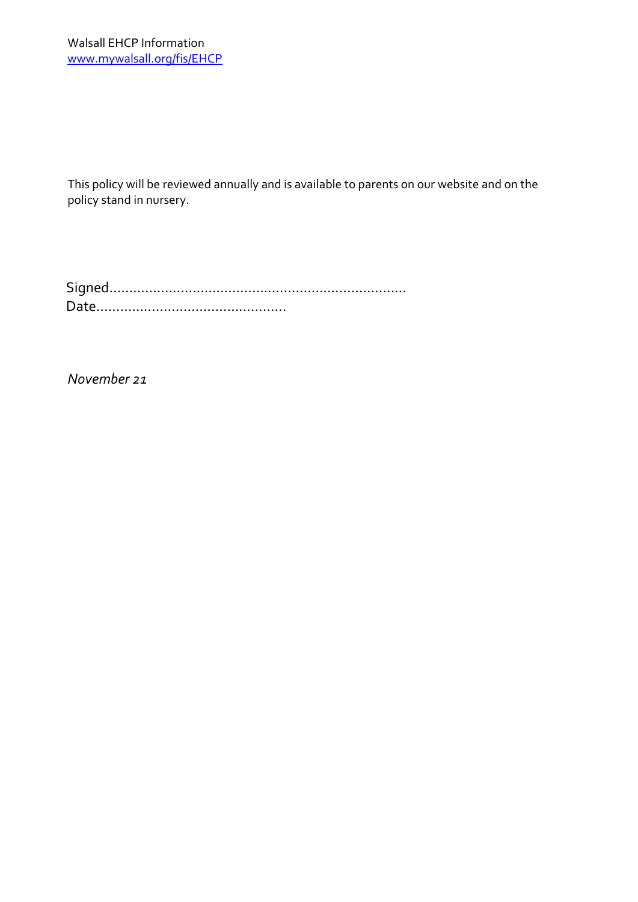Walsall EHCP Information
www.mywalsall.org/fis/EHCP

This policy will be reviewed annually and is available to parents on our website and on the policy stand in nursery.

Signed…………………………………………………………………
Date…………………………………………

*November 21*